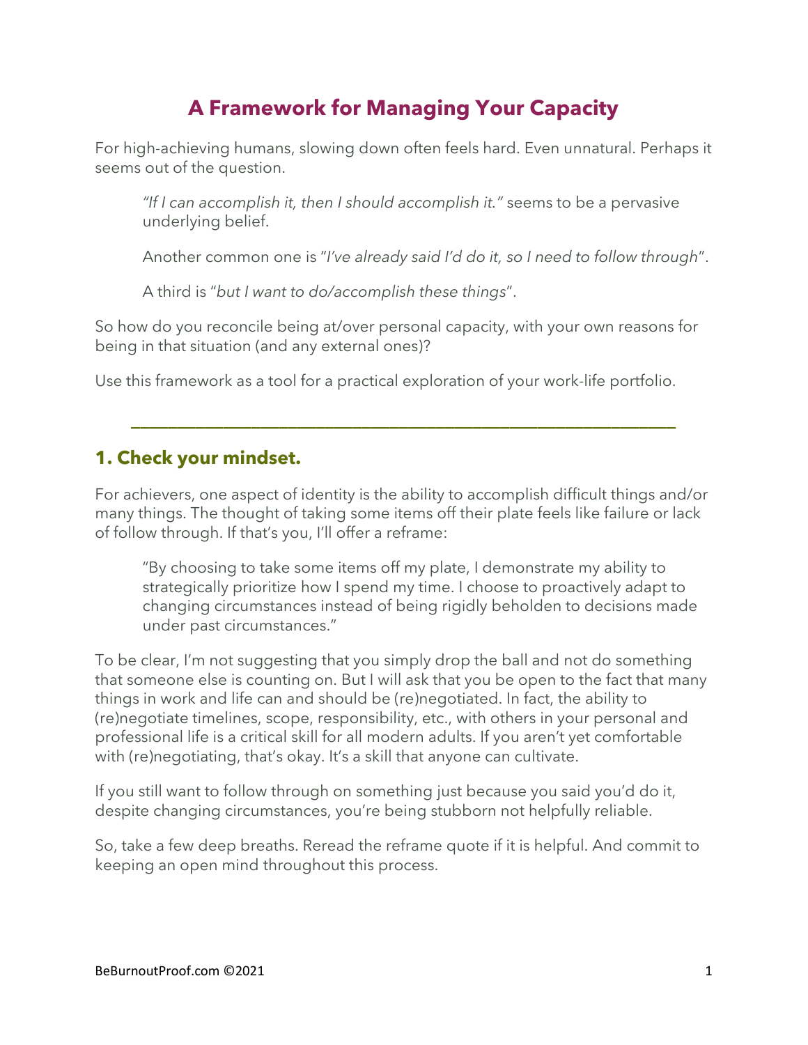# A Framework for Managing Your Capacity

For high-achieving humans, slowing down often feels hard. Even unnatural. Perhaps it seems out of the question.

> *"If I can accomplish it, then I should accomplish it."* seems to be a pervasive underlying belief.
>
> Another common one is "*I've already said I'd do it, so I need to follow through*".
>
> A third is "*but I want to do/accomplish these things*".

So how do you reconcile being at/over personal capacity, with your own reasons for being in that situation (and any external ones)?

Use this framework as a tool for a practical exploration of your work-life portfolio.

---

## 1. Check your mindset.

For achievers, one aspect of identity is the ability to accomplish difficult things and/or many things. The thought of taking some items off their plate feels like failure or lack of follow through. If that's you, I'll offer a reframe:

> "By choosing to take some items off my plate, I demonstrate my ability to strategically prioritize how I spend my time. I choose to proactively adapt to changing circumstances instead of being rigidly beholden to decisions made under past circumstances."

To be clear, I'm not suggesting that you simply drop the ball and not do something that someone else is counting on. But I will ask that you be open to the fact that many things in work and life can and should be (re)negotiated. In fact, the ability to (re)negotiate timelines, scope, responsibility, etc., with others in your personal and professional life is a critical skill for all modern adults. If you aren't yet comfortable with (re)negotiating, that's okay. It's a skill that anyone can cultivate.

If you still want to follow through on something just because you said you'd do it, despite changing circumstances, you're being stubborn not helpfully reliable.

So, take a few deep breaths. Reread the reframe quote if it is helpful. And commit to keeping an open mind throughout this process.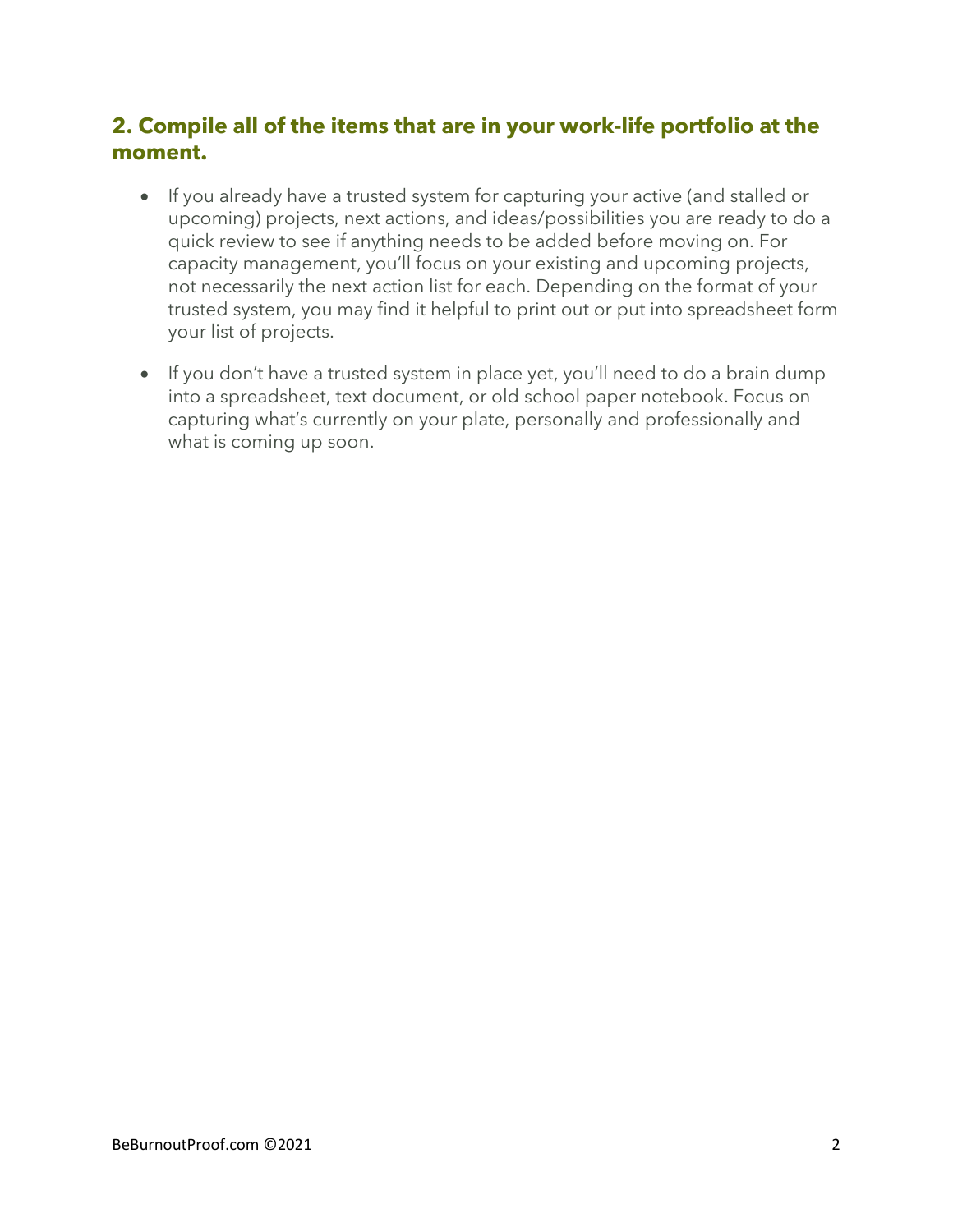## 2. Compile all of the items that are in your work-life portfolio at the moment.

- If you already have a trusted system for capturing your active (and stalled or upcoming) projects, next actions, and ideas/possibilities you are ready to do a quick review to see if anything needs to be added before moving on. For capacity management, you'll focus on your existing and upcoming projects, not necessarily the next action list for each. Depending on the format of your trusted system, you may find it helpful to print out or put into spreadsheet form your list of projects.

- If you don't have a trusted system in place yet, you'll need to do a brain dump into a spreadsheet, text document, or old school paper notebook. Focus on capturing what's currently on your plate, personally and professionally and what is coming up soon.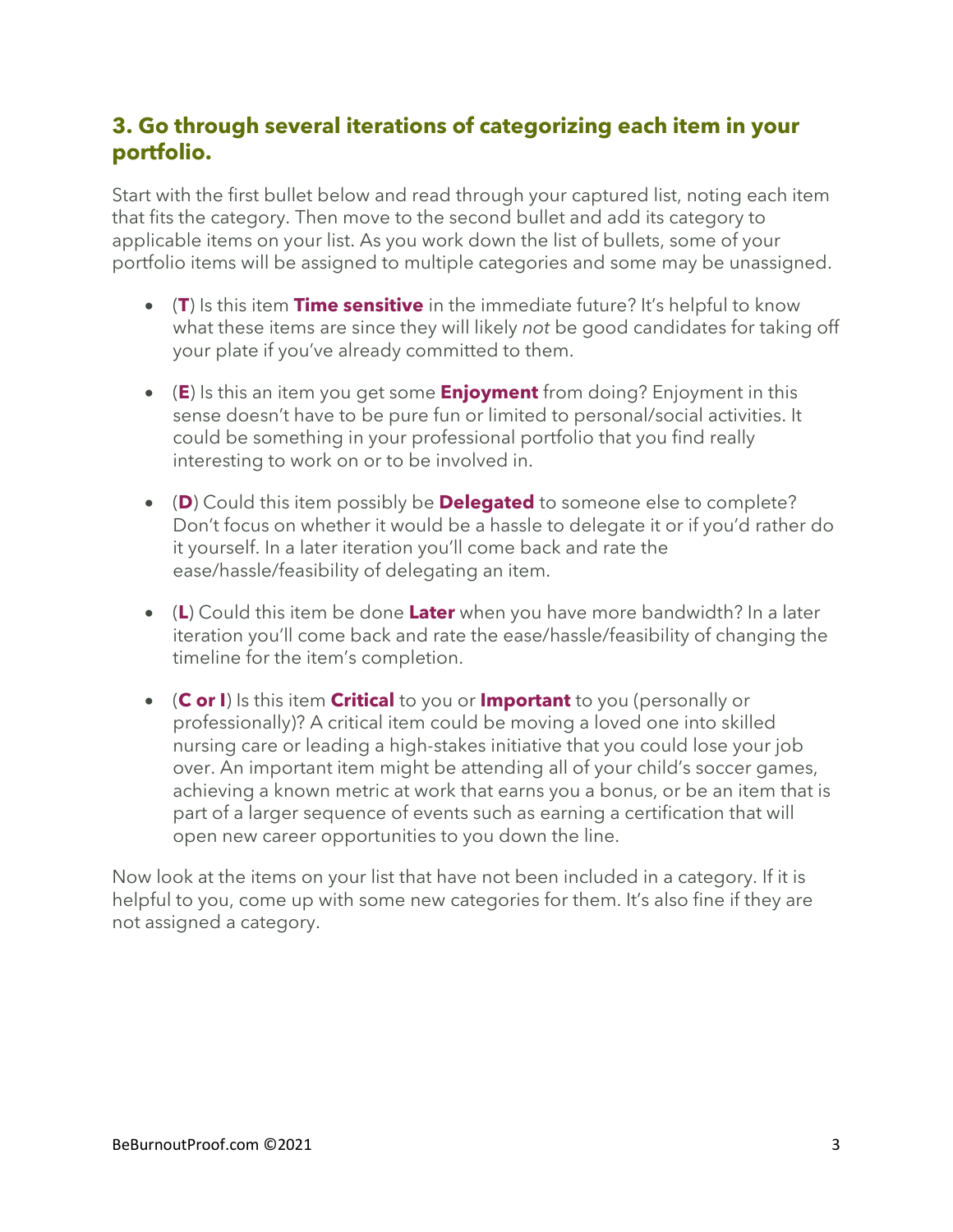## 3. Go through several iterations of categorizing each item in your portfolio.

Start with the first bullet below and read through your captured list, noting each item that fits the category. Then move to the second bullet and add its category to applicable items on your list. As you work down the list of bullets, some of your portfolio items will be assigned to multiple categories and some may be unassigned.

- (**T**) Is this item **Time sensitive** in the immediate future? It's helpful to know what these items are since they will likely *not* be good candidates for taking off your plate if you've already committed to them.
- (**E**) Is this an item you get some **Enjoyment** from doing? Enjoyment in this sense doesn't have to be pure fun or limited to personal/social activities. It could be something in your professional portfolio that you find really interesting to work on or to be involved in.
- (**D**) Could this item possibly be **Delegated** to someone else to complete? Don't focus on whether it would be a hassle to delegate it or if you'd rather do it yourself. In a later iteration you'll come back and rate the ease/hassle/feasibility of delegating an item.
- (**L**) Could this item be done **Later** when you have more bandwidth? In a later iteration you'll come back and rate the ease/hassle/feasibility of changing the timeline for the item's completion.
- (**C or I**) Is this item **Critical** to you or **Important** to you (personally or professionally)? A critical item could be moving a loved one into skilled nursing care or leading a high-stakes initiative that you could lose your job over. An important item might be attending all of your child's soccer games, achieving a known metric at work that earns you a bonus, or be an item that is part of a larger sequence of events such as earning a certification that will open new career opportunities to you down the line.

Now look at the items on your list that have not been included in a category. If it is helpful to you, come up with some new categories for them. It's also fine if they are not assigned a category.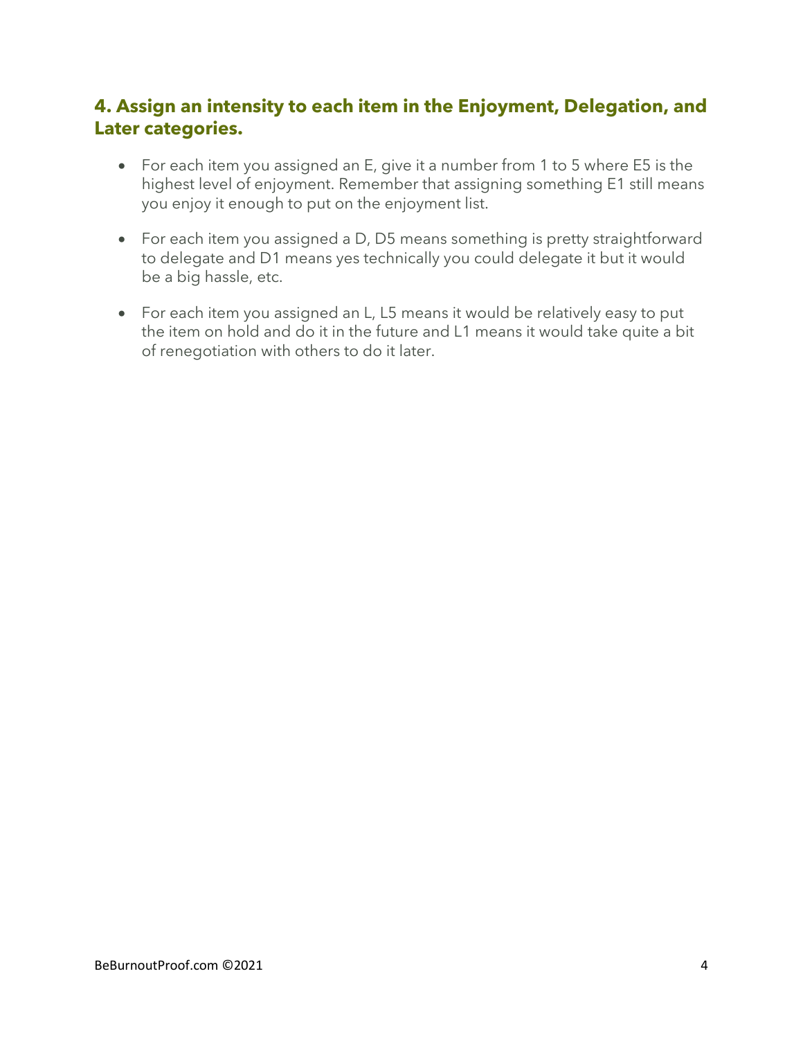### 4. Assign an intensity to each item in the Enjoyment, Delegation, and Later categories.

- For each item you assigned an E, give it a number from 1 to 5 where E5 is the highest level of enjoyment. Remember that assigning something E1 still means you enjoy it enough to put on the enjoyment list.
- For each item you assigned a D, D5 means something is pretty straightforward to delegate and D1 means yes technically you could delegate it but it would be a big hassle, etc.
- For each item you assigned an L, L5 means it would be relatively easy to put the item on hold and do it in the future and L1 means it would take quite a bit of renegotiation with others to do it later.

BeBurnoutProof.com ©2021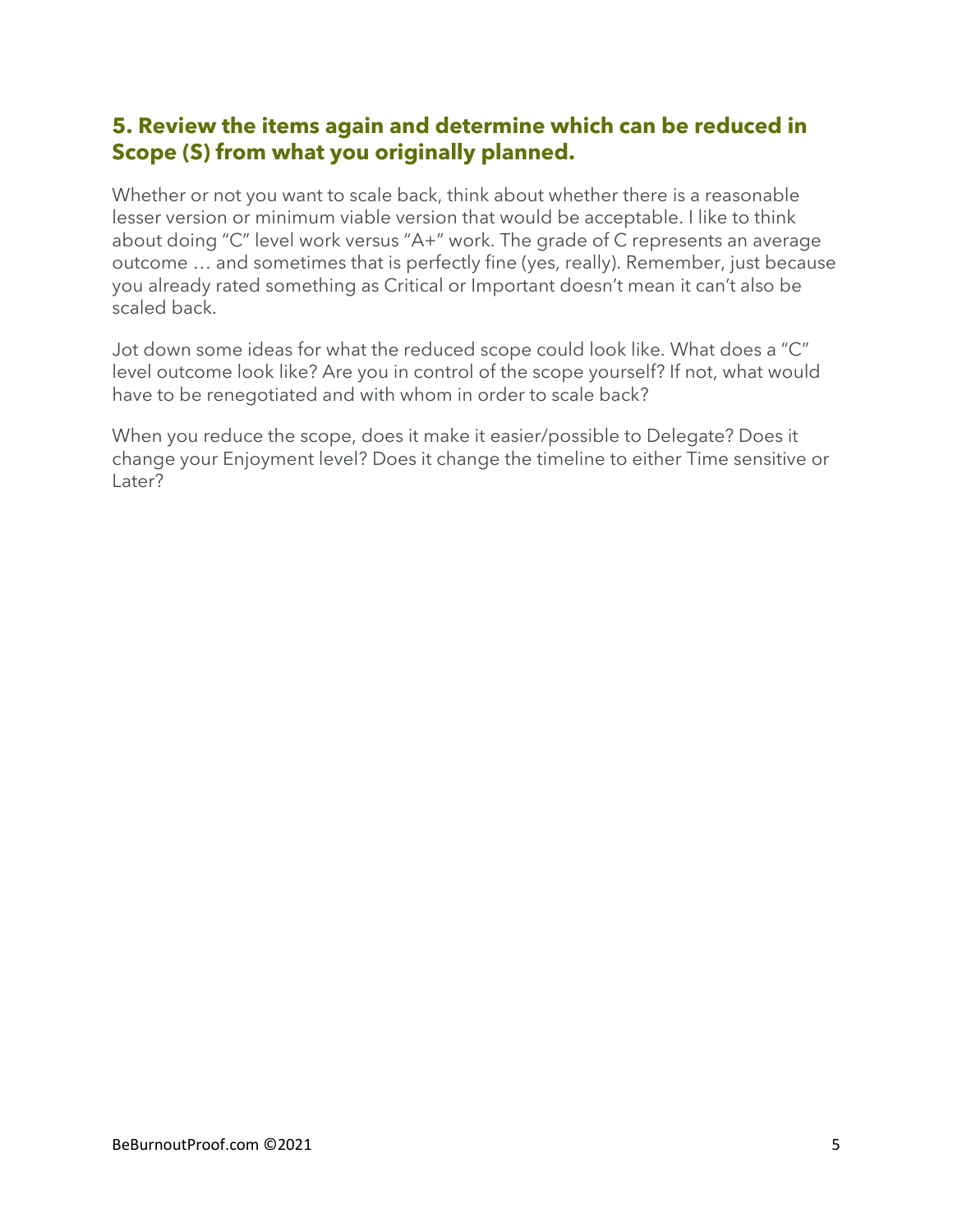## 5. Review the items again and determine which can be reduced in Scope (S) from what you originally planned.

Whether or not you want to scale back, think about whether there is a reasonable lesser version or minimum viable version that would be acceptable. I like to think about doing "C" level work versus "A+" work. The grade of C represents an average outcome … and sometimes that is perfectly fine (yes, really). Remember, just because you already rated something as Critical or Important doesn't mean it can't also be scaled back.

Jot down some ideas for what the reduced scope could look like. What does a "C" level outcome look like? Are you in control of the scope yourself? If not, what would have to be renegotiated and with whom in order to scale back?

When you reduce the scope, does it make it easier/possible to Delegate? Does it change your Enjoyment level? Does it change the timeline to either Time sensitive or Later?

BeBurnoutProof.com ©2021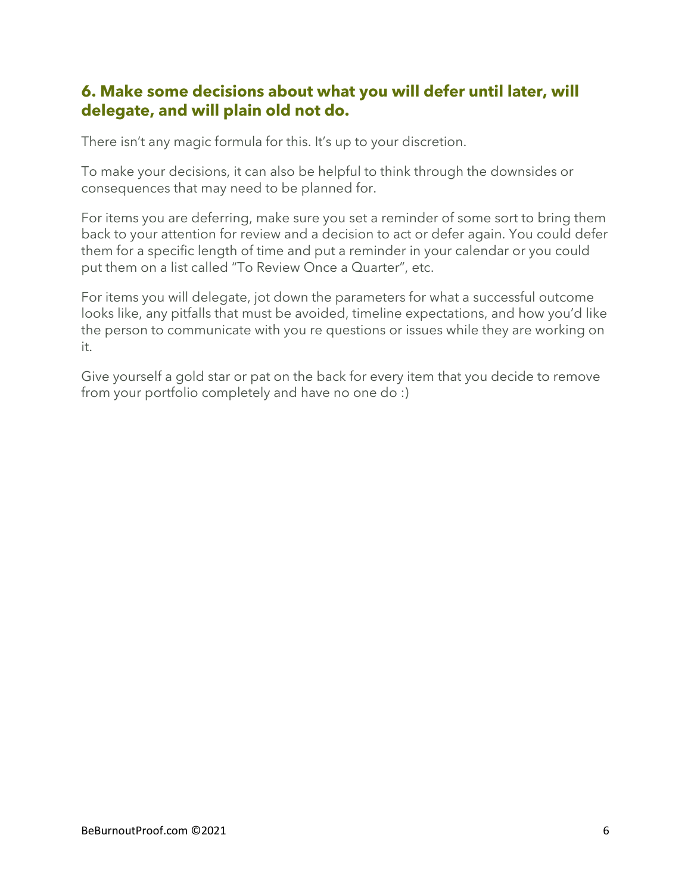## 6. Make some decisions about what you will defer until later, will delegate, and will plain old not do.

There isn't any magic formula for this. It's up to your discretion.

To make your decisions, it can also be helpful to think through the downsides or consequences that may need to be planned for.

For items you are deferring, make sure you set a reminder of some sort to bring them back to your attention for review and a decision to act or defer again. You could defer them for a specific length of time and put a reminder in your calendar or you could put them on a list called "To Review Once a Quarter", etc.

For items you will delegate, jot down the parameters for what a successful outcome looks like, any pitfalls that must be avoided, timeline expectations, and how you'd like the person to communicate with you re questions or issues while they are working on it.

Give yourself a gold star or pat on the back for every item that you decide to remove from your portfolio completely and have no one do :)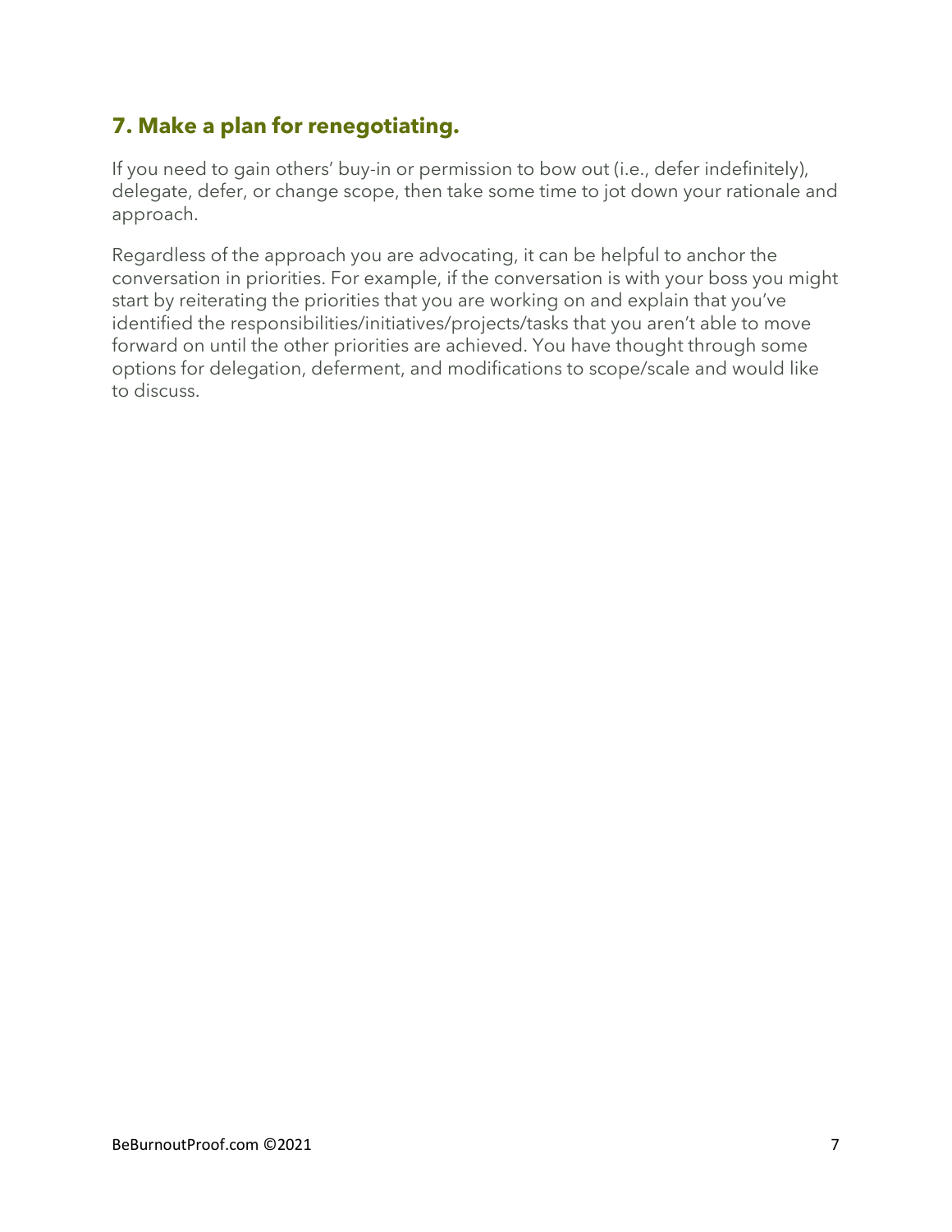## 7. Make a plan for renegotiating.

If you need to gain others' buy-in or permission to bow out (i.e., defer indefinitely), delegate, defer, or change scope, then take some time to jot down your rationale and approach.

Regardless of the approach you are advocating, it can be helpful to anchor the conversation in priorities. For example, if the conversation is with your boss you might start by reiterating the priorities that you are working on and explain that you've identified the responsibilities/initiatives/projects/tasks that you aren't able to move forward on until the other priorities are achieved. You have thought through some options for delegation, deferment, and modifications to scope/scale and would like to discuss.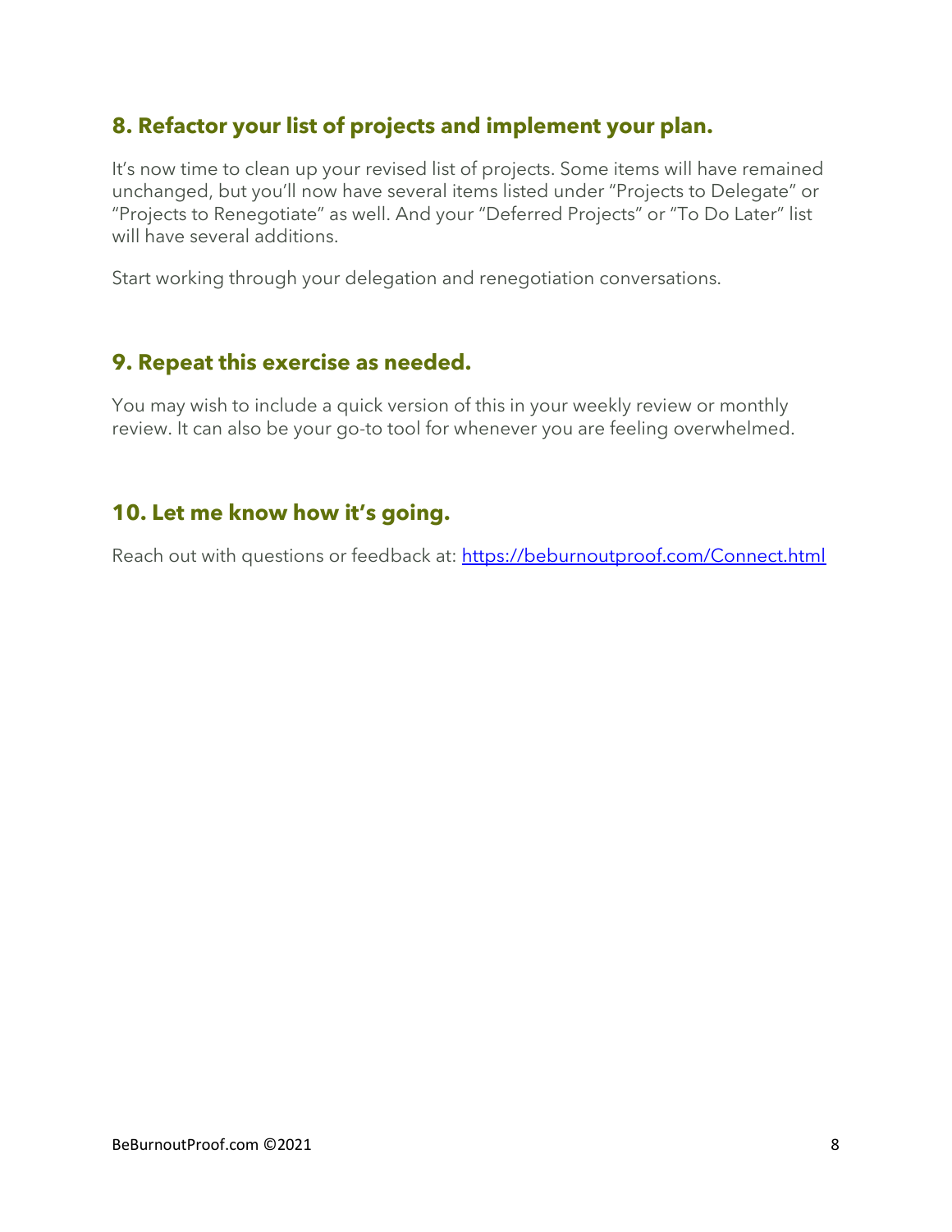## 8. Refactor your list of projects and implement your plan.

It's now time to clean up your revised list of projects. Some items will have remained unchanged, but you'll now have several items listed under "Projects to Delegate" or "Projects to Renegotiate" as well. And your "Deferred Projects" or "To Do Later" list will have several additions.

Start working through your delegation and renegotiation conversations.

## 9. Repeat this exercise as needed.

You may wish to include a quick version of this in your weekly review or monthly review. It can also be your go-to tool for whenever you are feeling overwhelmed.

## 10. Let me know how it's going.

Reach out with questions or feedback at: https://beburnoutproof.com/Connect.html